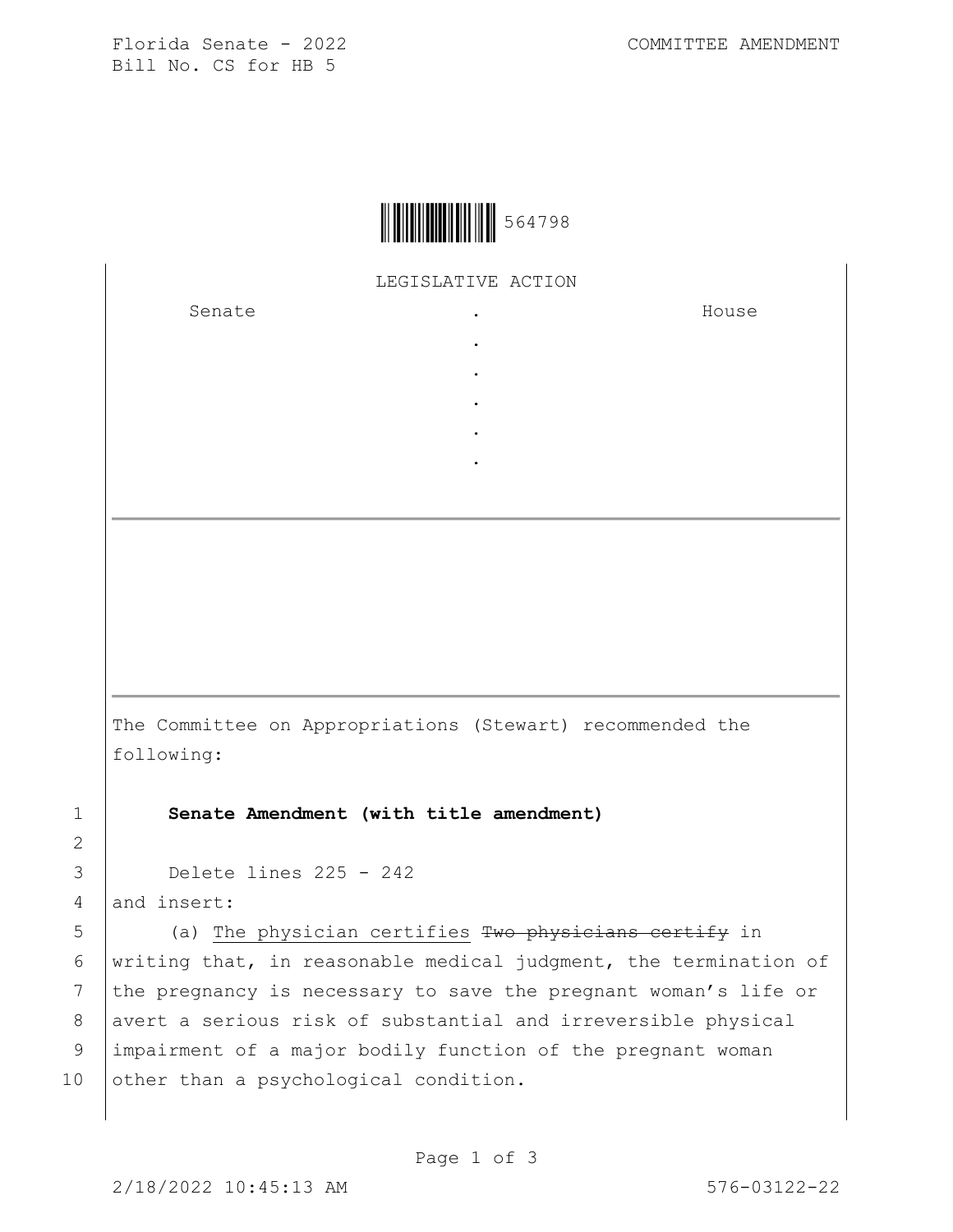Florida Senate - 2022
Bill No. CS for HB 5

COMMITTEE AMENDMENT

564798

LEGISLATIVE ACTION

| Senate | . | House |
|---|---|---|
| | . | |
| | . | |
| | . | |
| | . | |
| | . | |

The Committee on Appropriations (Stewart) recommended the following:

1 **Senate Amendment (with title amendment)**

2

3 Delete lines 225 - 242

4 and insert:

5 (a) The physician certifies ~~Two physicians certify~~ in

6 writing that, in reasonable medical judgment, the termination of

7 the pregnancy is necessary to save the pregnant woman's life or

8 avert a serious risk of substantial and irreversible physical

9 impairment of a major bodily function of the pregnant woman

10 other than a psychological condition.

2/18/2022 10:45:13 AM 576-03122-22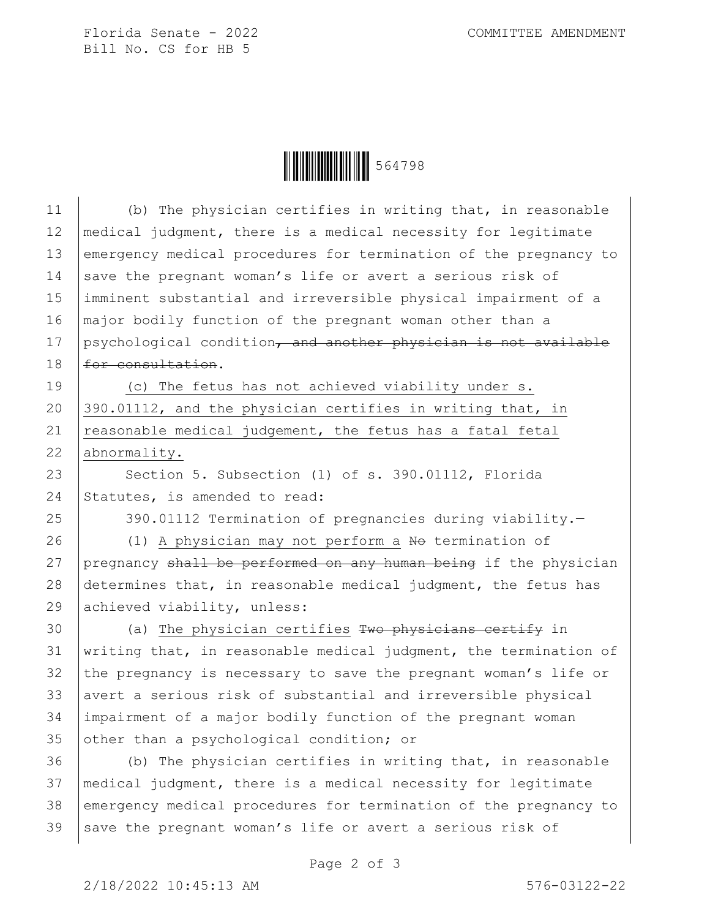(b) The physician certifies in writing that, in reasonable medical judgment, there is a medical necessity for legitimate emergency medical procedures for termination of the pregnancy to save the pregnant woman's life or avert a serious risk of imminent substantial and irreversible physical impairment of a major bodily function of the pregnant woman other than a psychological condition~~, and another physician is not available for consultation~~.

<u>(c) The fetus has not achieved viability under s. 390.01112, and the physician certifies in writing that, in reasonable medical judgement, the fetus has a fatal fetal abnormality.</u>

Section 5. Subsection (1) of s. 390.01112, Florida Statutes, is amended to read:

390.01112 Termination of pregnancies during viability.—

(1) <u>A physician may not perform a</u> ~~No~~ termination of pregnancy ~~shall be performed on any human being~~ if the physician determines that, in reasonable medical judgment, the fetus has achieved viability, unless:

(a) <u>The physician certifies</u> ~~Two physicians certify~~ in writing that, in reasonable medical judgment, the termination of the pregnancy is necessary to save the pregnant woman's life or avert a serious risk of substantial and irreversible physical impairment of a major bodily function of the pregnant woman other than a psychological condition; or

(b) The physician certifies in writing that, in reasonable medical judgment, there is a medical necessity for legitimate emergency medical procedures for termination of the pregnancy to save the pregnant woman's life or avert a serious risk of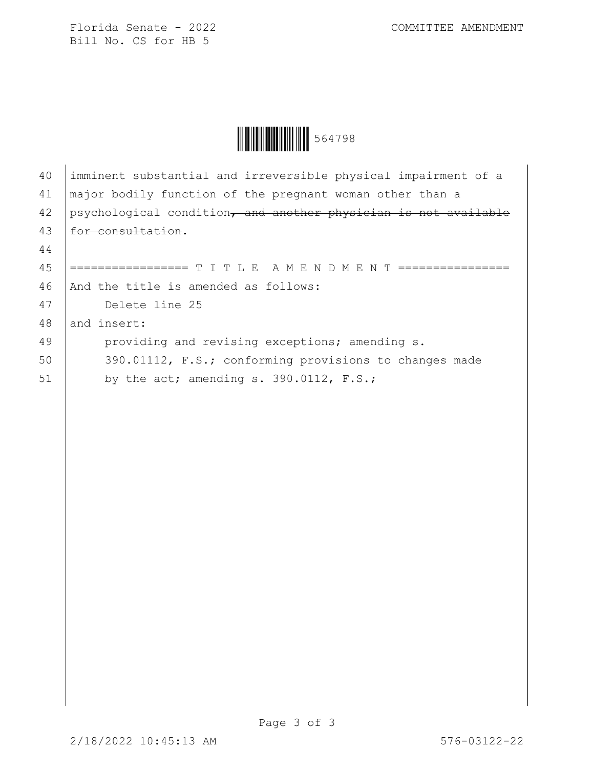imminent substantial and irreversible physical impairment of a major bodily function of the pregnant woman other than a psychological condition~~, and another physician is not available for consultation~~.

================= T I T L E A M E N D M E N T ================

And the title is amended as follows:

Delete line 25

and insert:

providing and revising exceptions; amending s. 390.01112, F.S.; conforming provisions to changes made by the act; amending s. 390.0112, F.S.;